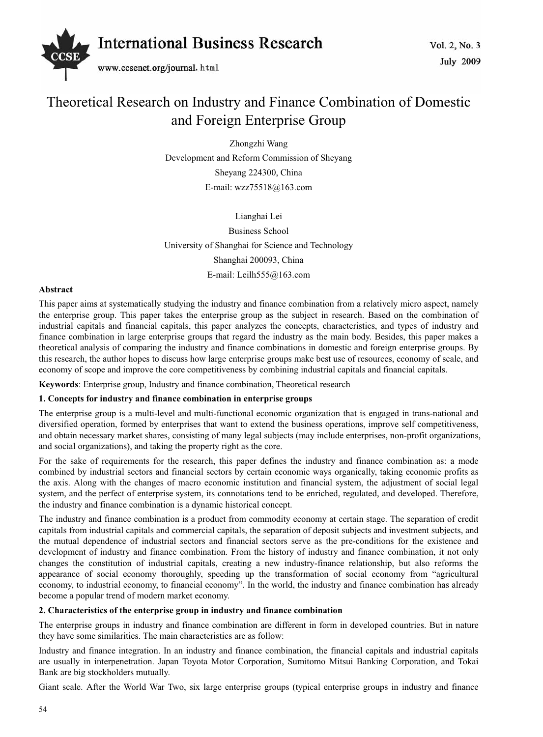# Theoretical Research on Industry and Finance Combination of Domestic and Foreign Enterprise Group

Zhongzhi Wang

Development and Reform Commission of Sheyang

Sheyang 224300, China

E-mail: wzz75518@163.com

Lianghai Lei

Business School

University of Shanghai for Science and Technology

Shanghai 200093, China

E-mail: Leilh555@163.com

**Abstract**

This paper aims at systematically studying the industry and finance combination from a relatively micro aspect, namely the enterprise group. This paper takes the enterprise group as the subject in research. Based on the combination of industrial capitals and financial capitals, this paper analyzes the concepts, characteristics, and types of industry and finance combination in large enterprise groups that regard the industry as the main body. Besides, this paper makes a theoretical analysis of comparing the industry and finance combinations in domestic and foreign enterprise groups. By this research, the author hopes to discuss how large enterprise groups make best use of resources, economy of scale, and economy of scope and improve the core competitiveness by combining industrial capitals and financial capitals.

**Keywords**: Enterprise group, Industry and finance combination, Theoretical research

## 1. Concepts for industry and finance combination in enterprise groups

The enterprise group is a multi-level and multi-functional economic organization that is engaged in trans-national and diversified operation, formed by enterprises that want to extend the business operations, improve self competitiveness, and obtain necessary market shares, consisting of many legal subjects (may include enterprises, non-profit organizations, and social organizations), and taking the property right as the core.

For the sake of requirements for the research, this paper defines the industry and finance combination as: a mode combined by industrial sectors and financial sectors by certain economic ways organically, taking economic profits as the axis. Along with the changes of macro economic institution and financial system, the adjustment of social legal system, and the perfect of enterprise system, its connotations tend to be enriched, regulated, and developed. Therefore, the industry and finance combination is a dynamic historical concept.

The industry and finance combination is a product from commodity economy at certain stage. The separation of credit capitals from industrial capitals and commercial capitals, the separation of deposit subjects and investment subjects, and the mutual dependence of industrial sectors and financial sectors serve as the pre-conditions for the existence and development of industry and finance combination. From the history of industry and finance combination, it not only changes the constitution of industrial capitals, creating a new industry-finance relationship, but also reforms the appearance of social economy thoroughly, speeding up the transformation of social economy from "agricultural economy, to industrial economy, to financial economy". In the world, the industry and finance combination has already become a popular trend of modern market economy.

## 2. Characteristics of the enterprise group in industry and finance combination

The enterprise groups in industry and finance combination are different in form in developed countries. But in nature they have some similarities. The main characteristics are as follow:

Industry and finance integration. In an industry and finance combination, the financial capitals and industrial capitals are usually in interpenetration. Japan Toyota Motor Corporation, Sumitomo Mitsui Banking Corporation, and Tokai Bank are big stockholders mutually.

Giant scale. After the World War Two, six large enterprise groups (typical enterprise groups in industry and finance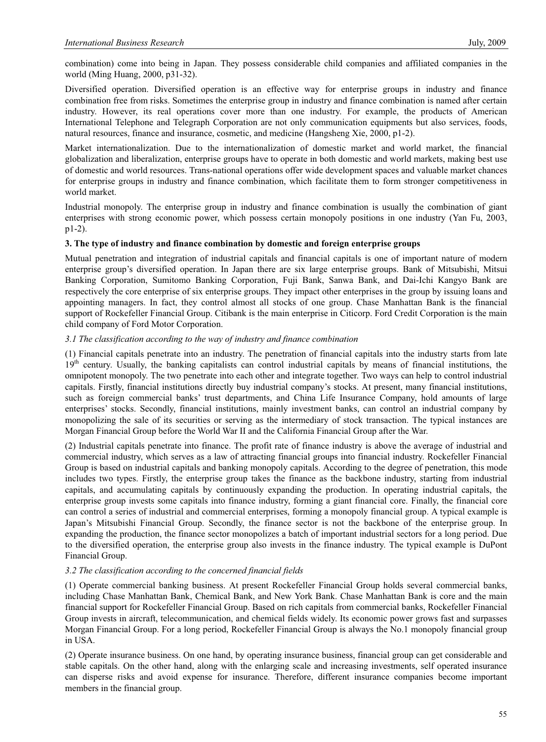combination) come into being in Japan. They possess considerable child companies and affiliated companies in the world (Ming Huang, 2000, p31-32).

Diversified operation. Diversified operation is an effective way for enterprise groups in industry and finance combination free from risks. Sometimes the enterprise group in industry and finance combination is named after certain industry. However, its real operations cover more than one industry. For example, the products of American International Telephone and Telegraph Corporation are not only communication equipments but also services, foods, natural resources, finance and insurance, cosmetic, and medicine (Hangsheng Xie, 2000, p1-2).

Market internationalization. Due to the internationalization of domestic market and world market, the financial globalization and liberalization, enterprise groups have to operate in both domestic and world markets, making best use of domestic and world resources. Trans-national operations offer wide development spaces and valuable market chances for enterprise groups in industry and finance combination, which facilitate them to form stronger competitiveness in world market.

Industrial monopoly. The enterprise group in industry and finance combination is usually the combination of giant enterprises with strong economic power, which possess certain monopoly positions in one industry (Yan Fu, 2003, p1-2).

## 3. The type of industry and finance combination by domestic and foreign enterprise groups

Mutual penetration and integration of industrial capitals and financial capitals is one of important nature of modern enterprise group's diversified operation. In Japan there are six large enterprise groups. Bank of Mitsubishi, Mitsui Banking Corporation, Sumitomo Banking Corporation, Fuji Bank, Sanwa Bank, and Dai-Ichi Kangyo Bank are respectively the core enterprise of six enterprise groups. They impact other enterprises in the group by issuing loans and appointing managers. In fact, they control almost all stocks of one group. Chase Manhattan Bank is the financial support of Rockefeller Financial Group. Citibank is the main enterprise in Citicorp. Ford Credit Corporation is the main child company of Ford Motor Corporation.

### *3.1 The classification according to the way of industry and finance combination*

(1) Financial capitals penetrate into an industry. The penetration of financial capitals into the industry starts from late 19th century. Usually, the banking capitalists can control industrial capitals by means of financial institutions, the omnipotent monopoly. The two penetrate into each other and integrate together. Two ways can help to control industrial capitals. Firstly, financial institutions directly buy industrial company's stocks. At present, many financial institutions, such as foreign commercial banks' trust departments, and China Life Insurance Company, hold amounts of large enterprises' stocks. Secondly, financial institutions, mainly investment banks, can control an industrial company by monopolizing the sale of its securities or serving as the intermediary of stock transaction. The typical instances are Morgan Financial Group before the World War II and the California Financial Group after the War.

(2) Industrial capitals penetrate into finance. The profit rate of finance industry is above the average of industrial and commercial industry, which serves as a law of attracting financial groups into financial industry. Rockefeller Financial Group is based on industrial capitals and banking monopoly capitals. According to the degree of penetration, this mode includes two types. Firstly, the enterprise group takes the finance as the backbone industry, starting from industrial capitals, and accumulating capitals by continuously expanding the production. In operating industrial capitals, the enterprise group invests some capitals into finance industry, forming a giant financial core. Finally, the financial core can control a series of industrial and commercial enterprises, forming a monopoly financial group. A typical example is Japan's Mitsubishi Financial Group. Secondly, the finance sector is not the backbone of the enterprise group. In expanding the production, the finance sector monopolizes a batch of important industrial sectors for a long period. Due to the diversified operation, the enterprise group also invests in the finance industry. The typical example is DuPont Financial Group.

### *3.2 The classification according to the concerned financial fields*

(1) Operate commercial banking business. At present Rockefeller Financial Group holds several commercial banks, including Chase Manhattan Bank, Chemical Bank, and New York Bank. Chase Manhattan Bank is core and the main financial support for Rockefeller Financial Group. Based on rich capitals from commercial banks, Rockefeller Financial Group invests in aircraft, telecommunication, and chemical fields widely. Its economic power grows fast and surpasses Morgan Financial Group. For a long period, Rockefeller Financial Group is always the No.1 monopoly financial group in USA.

(2) Operate insurance business. On one hand, by operating insurance business, financial group can get considerable and stable capitals. On the other hand, along with the enlarging scale and increasing investments, self operated insurance can disperse risks and avoid expense for insurance. Therefore, different insurance companies become important members in the financial group.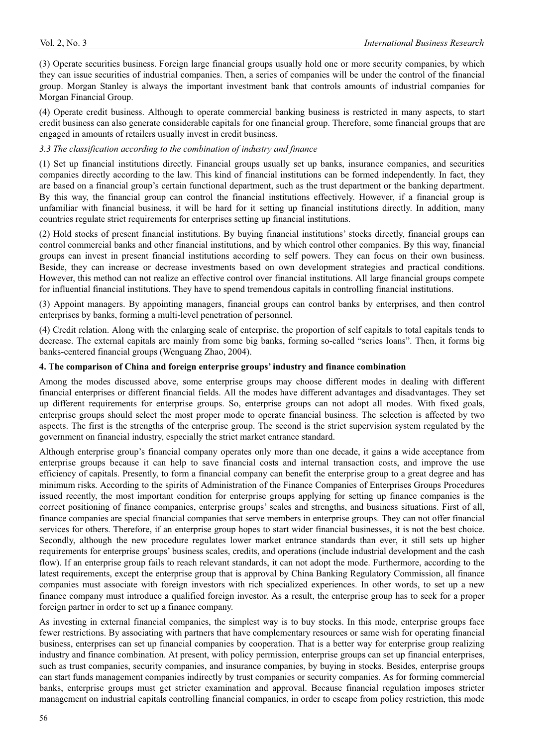(3) Operate securities business. Foreign large financial groups usually hold one or more security companies, by which they can issue securities of industrial companies. Then, a series of companies will be under the control of the financial group. Morgan Stanley is always the important investment bank that controls amounts of industrial companies for Morgan Financial Group.

(4) Operate credit business. Although to operate commercial banking business is restricted in many aspects, to start credit business can also generate considerable capitals for one financial group. Therefore, some financial groups that are engaged in amounts of retailers usually invest in credit business.

### *3.3 The classification according to the combination of industry and finance*

(1) Set up financial institutions directly. Financial groups usually set up banks, insurance companies, and securities companies directly according to the law. This kind of financial institutions can be formed independently. In fact, they are based on a financial group's certain functional department, such as the trust department or the banking department. By this way, the financial group can control the financial institutions effectively. However, if a financial group is unfamiliar with financial business, it will be hard for it setting up financial institutions directly. In addition, many countries regulate strict requirements for enterprises setting up financial institutions.

(2) Hold stocks of present financial institutions. By buying financial institutions' stocks directly, financial groups can control commercial banks and other financial institutions, and by which control other companies. By this way, financial groups can invest in present financial institutions according to self powers. They can focus on their own business. Beside, they can increase or decrease investments based on own development strategies and practical conditions. However, this method can not realize an effective control over financial institutions. All large financial groups compete for influential financial institutions. They have to spend tremendous capitals in controlling financial institutions.

(3) Appoint managers. By appointing managers, financial groups can control banks by enterprises, and then control enterprises by banks, forming a multi-level penetration of personnel.

(4) Credit relation. Along with the enlarging scale of enterprise, the proportion of self capitals to total capitals tends to decrease. The external capitals are mainly from some big banks, forming so-called "series loans". Then, it forms big banks-centered financial groups (Wenguang Zhao, 2004).

## 4. The comparison of China and foreign enterprise groups' industry and finance combination

Among the modes discussed above, some enterprise groups may choose different modes in dealing with different financial enterprises or different financial fields. All the modes have different advantages and disadvantages. They set up different requirements for enterprise groups. So, enterprise groups can not adopt all modes. With fixed goals, enterprise groups should select the most proper mode to operate financial business. The selection is affected by two aspects. The first is the strengths of the enterprise group. The second is the strict supervision system regulated by the government on financial industry, especially the strict market entrance standard.

Although enterprise group's financial company operates only more than one decade, it gains a wide acceptance from enterprise groups because it can help to save financial costs and internal transaction costs, and improve the use efficiency of capitals. Presently, to form a financial company can benefit the enterprise group to a great degree and has minimum risks. According to the spirits of Administration of the Finance Companies of Enterprises Groups Procedures issued recently, the most important condition for enterprise groups applying for setting up finance companies is the correct positioning of finance companies, enterprise groups' scales and strengths, and business situations. First of all, finance companies are special financial companies that serve members in enterprise groups. They can not offer financial services for others. Therefore, if an enterprise group hopes to start wider financial businesses, it is not the best choice. Secondly, although the new procedure regulates lower market entrance standards than ever, it still sets up higher requirements for enterprise groups' business scales, credits, and operations (include industrial development and the cash flow). If an enterprise group fails to reach relevant standards, it can not adopt the mode. Furthermore, according to the latest requirements, except the enterprise group that is approval by China Banking Regulatory Commission, all finance companies must associate with foreign investors with rich specialized experiences. In other words, to set up a new finance company must introduce a qualified foreign investor. As a result, the enterprise group has to seek for a proper foreign partner in order to set up a finance company.

As investing in external financial companies, the simplest way is to buy stocks. In this mode, enterprise groups face fewer restrictions. By associating with partners that have complementary resources or same wish for operating financial business, enterprises can set up financial companies by cooperation. That is a better way for enterprise group realizing industry and finance combination. At present, with policy permission, enterprise groups can set up financial enterprises, such as trust companies, security companies, and insurance companies, by buying in stocks. Besides, enterprise groups can start funds management companies indirectly by trust companies or security companies. As for forming commercial banks, enterprise groups must get stricter examination and approval. Because financial regulation imposes stricter management on industrial capitals controlling financial companies, in order to escape from policy restriction, this mode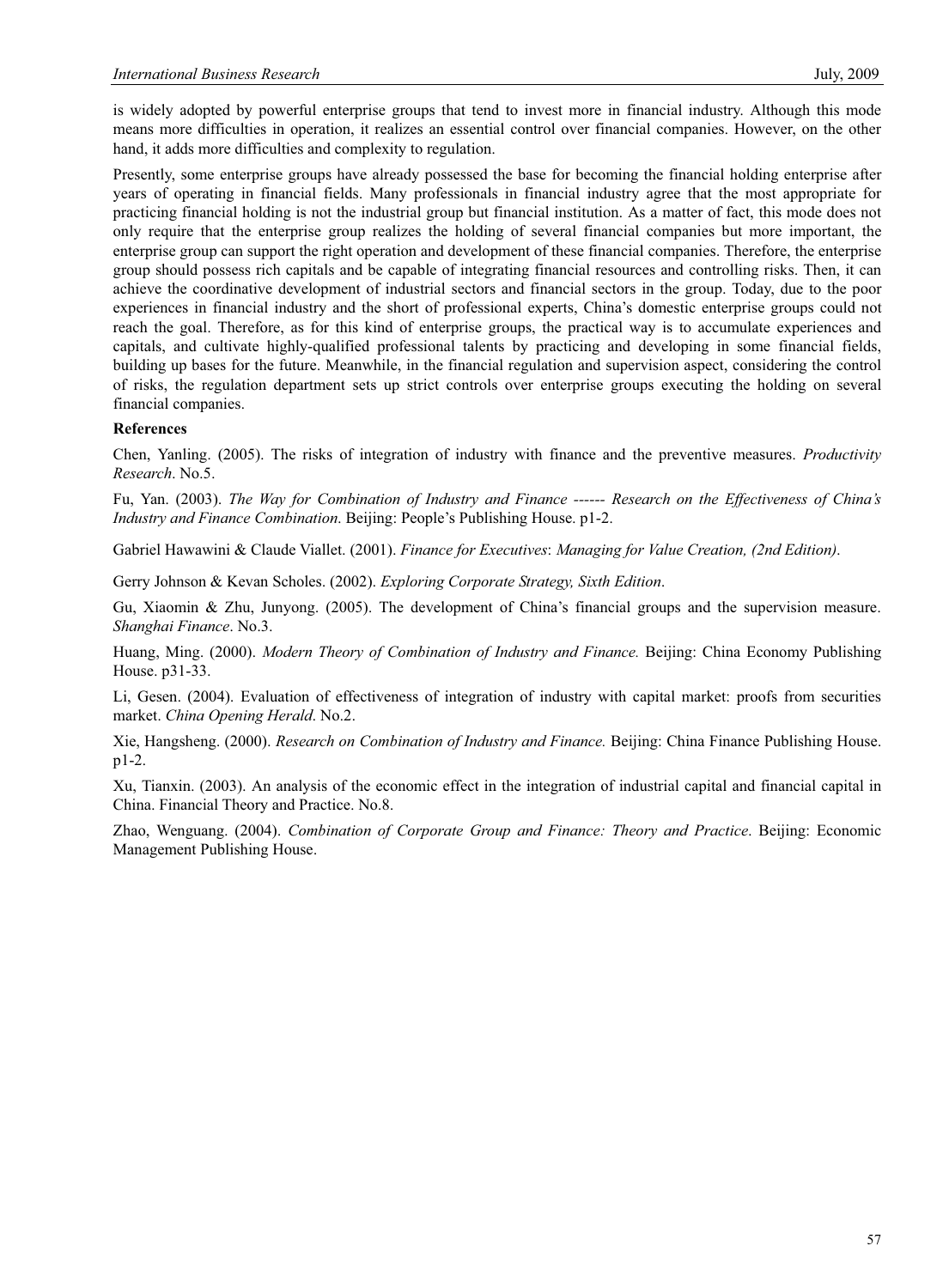is widely adopted by powerful enterprise groups that tend to invest more in financial industry. Although this mode means more difficulties in operation, it realizes an essential control over financial companies. However, on the other hand, it adds more difficulties and complexity to regulation.

Presently, some enterprise groups have already possessed the base for becoming the financial holding enterprise after years of operating in financial fields. Many professionals in financial industry agree that the most appropriate for practicing financial holding is not the industrial group but financial institution. As a matter of fact, this mode does not only require that the enterprise group realizes the holding of several financial companies but more important, the enterprise group can support the right operation and development of these financial companies. Therefore, the enterprise group should possess rich capitals and be capable of integrating financial resources and controlling risks. Then, it can achieve the coordinative development of industrial sectors and financial sectors in the group. Today, due to the poor experiences in financial industry and the short of professional experts, China's domestic enterprise groups could not reach the goal. Therefore, as for this kind of enterprise groups, the practical way is to accumulate experiences and capitals, and cultivate highly-qualified professional talents by practicing and developing in some financial fields, building up bases for the future. Meanwhile, in the financial regulation and supervision aspect, considering the control of risks, the regulation department sets up strict controls over enterprise groups executing the holding on several financial companies.

**References**

Chen, Yanling. (2005). The risks of integration of industry with finance and the preventive measures. *Productivity Research*. No.5.

Fu, Yan. (2003). *The Way for Combination of Industry and Finance ------ Research on the Effectiveness of China's Industry and Finance Combination*. Beijing: People's Publishing House. p1-2.

Gabriel Hawawini & Claude Viallet. (2001). *Finance for Executives*: *Managing for Value Creation, (2nd Edition)*.

Gerry Johnson & Kevan Scholes. (2002). *Exploring Corporate Strategy, Sixth Edition*.

Gu, Xiaomin & Zhu, Junyong. (2005). The development of China's financial groups and the supervision measure. *Shanghai Finance*. No.3.

Huang, Ming. (2000). *Modern Theory of Combination of Industry and Finance.* Beijing: China Economy Publishing House. p31-33.

Li, Gesen. (2004). Evaluation of effectiveness of integration of industry with capital market: proofs from securities market. *China Opening Herald*. No.2.

Xie, Hangsheng. (2000). *Research on Combination of Industry and Finance.* Beijing: China Finance Publishing House. p1-2.

Xu, Tianxin. (2003). An analysis of the economic effect in the integration of industrial capital and financial capital in China. Financial Theory and Practice. No.8.

Zhao, Wenguang. (2004). *Combination of Corporate Group and Finance: Theory and Practice*. Beijing: Economic Management Publishing House.